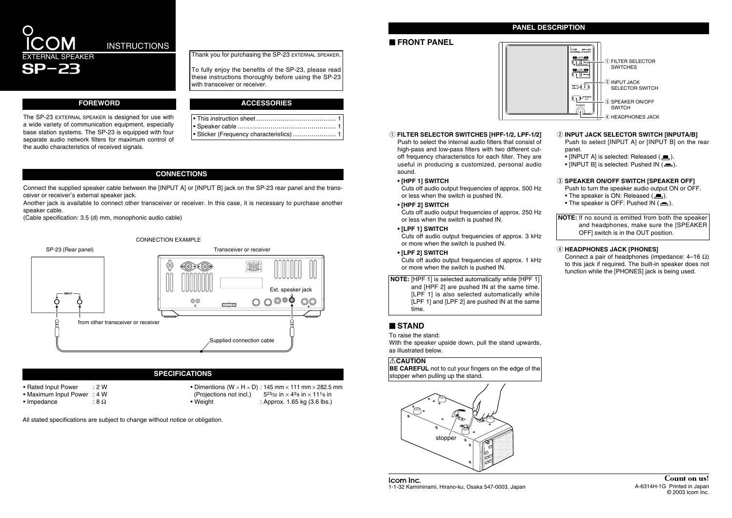# ICOM SP-23 EXTERNAL SPEAKER INSTRUCTIONS

Thank you for purchasing the SP-23 EXTERNAL SPEAKER.

To fully enjoy the benefits of the SP-23, please read these instructions thoroughly before using the SP-23 with transceiver or receiver.

## FOREWORD

The SP-23 EXTERNAL SPEAKER is designed for use with a wide variety of communication equipment, especially base station systems. The SP-23 is equipped with four separate audio network filters for maximum control of the audio characteristics of received signals.

## ACCESSORIES

- This instruction sheet ....................................... 1
- Speaker cable ................................................ 1
- Sticker (Frequency characteristics) ..................... 1

## CONNECTIONS

Connect the supplied speaker cable between the [INPUT A] or [INPUT B] jack on the SP-23 rear panel and the transceiver or receiver's external speaker jack.

Another jack is available to connect other transceiver or receiver. In this case, it is necessary to purchase another speaker cable.

(Cable specification: 3.5 (d) mm, monophonic audio cable)

CONNECTION EXAMPLE

SP-23 (Rear panel) — Transceiver or receiver — Ext. speaker jack — from other transceiver or receiver — Supplied connection cable

## SPECIFICATIONS

- Rated Input Power : 2 W
- Maximum Input Power : 4 W
- Impedance : 8 Ω
- Dimentions (W × H × D) : 145 mm × 111 mm × 282.5 mm (Projections not incl.) 5 23/32 in × 4 3/8 in × 11 1/8 in
- Weight : Approx. 1.65 kg (3.6 lbs.)

All stated specifications are subject to change without notice or obligation.

## PANEL DESCRIPTION

### ■ FRONT PANEL

① FILTER SELECTOR SWITCHES
② INPUT JACK SELECTOR SWITCH
③ SPEAKER ON/OFF SWITCH
④ HEADPHONES JACK

① **FILTER SELECTOR SWITCHES [HPF-1/2, LPF-1/2]**
Push to select the internal audio filters that consist of high-pass and low-pass filters with two different cut-off frequency characteristics for each filter. They are useful in producing a customized, personal audio sound.

- **[HPF 1] SWITCH**
  Cuts off audio output frequencies of approx. 500 Hz or less when the switch is pushed IN.
- **[HPF 2] SWITCH**
  Cuts off audio output frequencies of approx. 250 Hz or less when the switch is pushed IN.
- **[LPF 1] SWITCH**
  Cuts off audio output frequencies of approx. 3 kHz or more when the switch is pushed IN.
- **[LPF 2] SWITCH**
  Cuts off audio output frequencies of approx. 1 kHz or more when the switch is pushed IN.

**NOTE:** [HPF 1] is selected automatically while [HPF 1] and [HPF 2] are pushed IN at the same time. [LPF 1] is also selected automatically while [LPF 1] and [LPF 2] are pushed IN at the same time.

② **INPUT JACK SELECTOR SWITCH [INPUTA/B]**
Push to select [INPUT A] or [INPUT B] on the rear panel.
- [INPUT A] is selected: Released.
- [INPUT B] is selected: Pushed IN.

③ **SPEAKER ON/OFF SWITCH [SPEAKER OFF]**
Push to turn the speaker audio output ON or OFF.
- The speaker is ON: Released.
- The speaker is OFF: Pushed IN.

**NOTE:** If no sound is emitted from both the speaker and headphones, make sure the [SPEAKER OFF] switch is in the OUT position.

④ **HEADPHONES JACK [PHONES]**
Connect a pair of headphones (impedance: 4–16 Ω) to this jack if required. The built-in speaker does not function while the [PHONES] jack is being used.

### ■ STAND

To raise the stand:
With the speaker upside down, pull the stand upwards, as illustrated below.

⚠**CAUTION**
**BE CAREFUL** not to cut your fingers on the edge of the stopper when pulling up the stand.

stopper

Icom Inc.
1-1-32 Kamiminami, Hirano-ku, Osaka 547-0003, Japan

Count on us!
A-6314H-1G Printed in Japan
© 2003 Icom Inc.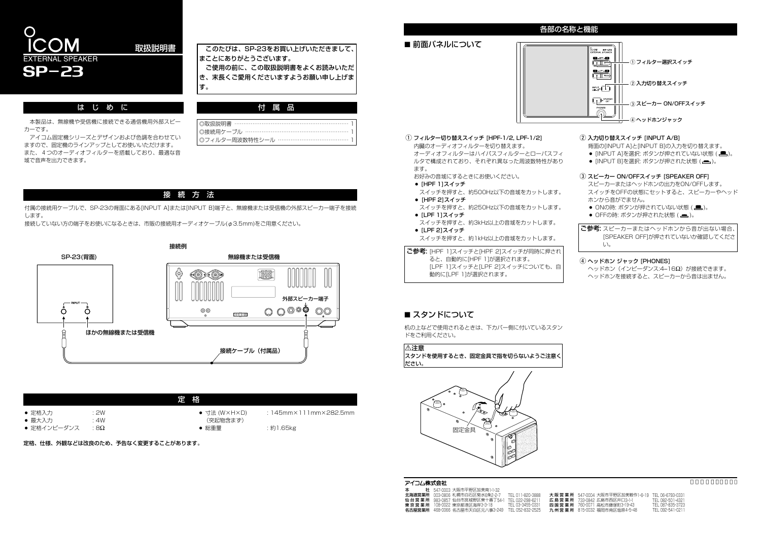# ICOM 取扱説明書

EXTERNAL SPEAKER

# SP-23

このたびは、SP-23をお買い上げいただきまして、まことにありがとうございます。
ご使用の前に、この取扱説明書をよくお読みいただき、末長くご愛用くださいますようお願い申し上げます。

## はじめに

本製品は、無線機や受信機に接続できる通信機用外部スピーカーです。
アイコム固定機シリーズとデザインおよび色調を合わせていますので、固定機のラインアップとしてお使いいただけます。
また、4つのオーディオフィルターを搭載しており、最適な音域で音声を出力できます。

## 付属品

◎取扱説明書 …… 1
◎接続用ケーブル …… 1
◎フィルター周波数特性シール …… 1

## 接続方法

付属の接続用ケーブルで、SP-23の背面にある[INPUT A]または[INPUT B]端子と、無線機または受信機の外部スピーカー端子を接続します。
接続していない方の端子をお使いになるときは、市販の接続用オーディオケーブル(φ3.5mm)をご用意ください。

接続例

SP-23(背面)

INPUT
A B

無線機または受信機

外部スピーカー端子

ほかの無線機または受信機

接続ケーブル（付属品）

## 定格

- 定格入力 : 2W
- 最大入力 : 4W
- 定格インピーダンス : 8Ω
- 寸法 (W×H×D) : 145mm×111mm×282.5mm
  (突起物含まず)
- 総重量 : 約1.65kg

**定格、仕様、外観などは改良のため、予告なく変更することがあります。**

## 各部の名称と機能

### ■ 前面パネルについて

① フィルター選択スイッチ
② 入力切り替えスイッチ
③ スピーカー ON/OFFスイッチ
④ ヘッドホンジャック

① フィルター切り替えスイッチ [HPF-1/2, LPF-1/2]
内臓のオーディオフィルターを切り替えます。
オーディオフィルターはハイパスフィルターとローパスフィルタで構成されており、それぞれ異なった周波数特性があります。
お好みの音域にするときにお使いください。

- [HPF 1]スイッチ
  スイッチを押すと、約500Hz以下の音域をカットします。
- [HPF 2]スイッチ
  スイッチを押すと、約250Hz以下の音域をカットします。
- [LPF 1]スイッチ
  スイッチを押すと、約3kHz以上の音域をカットします。
- [LPF 2]スイッチ
  スイッチを押すと、約1kHz以上の音域をカットします。

ご参考: [HPF 1]スイッチと[HPF 2]スイッチが同時に押されると、自動的に[HPF 1]が選択されます。
[LPF 1]スイッチと[LPF 2]スイッチについても、自動的に[LPF 1]が選択されます。

② 入力切り替えスイッチ [INPUT A/B]
背面の[INPUT A]と[INPUT B]の入力を切り替えます。

- [INPUT A]を選択: ボタンが押されていない状態 ( )。
- [INPUT B]を選択: ボタンが押された状態 ( )。

③ スピーカー ON/OFFスイッチ [SPEAKER OFF]
スピーカーまたはヘッドホンの出力をON/OFFします。
スイッチをOFFの状態にセットすると、スピーカーやヘッドホンから音がでません。

- ONの時: ボタンが押されていない状態 ( )。
- OFFの時: ボタンが押された状態 ( )。

ご参考: スピーカーまたはヘッドホンから音が出ない場合、[SPEAKER OFF]が押されていないか確認してください。

④ ヘッドホン ジャック [PHONES]
ヘッドホン（インピーダンス:4–16Ω）が接続できます。
ヘッドホンを接続すると、スピーカーから音は出ません。

### ■ スタンドについて

机の上などで使用されるときは、下カバー側に付いているスタンドをご利用ください。

⚠注意
スタンドを使用するとき、固定金具で指を切らないようご注意ください。

固定金具

**アイコム株式会社**

| | | | | | | | |
|---|---|---|---|---|---|---|---|
| 本社 | 547-0003 大阪市平野区加美南1-1-32 | | | | | | |
| 北海道営業所 | 003-0806 札幌市白石区菊水6条2-2-7 | TEL 011-820-3888 | | 大阪営業所 | 547-0004 大阪市平野区加美鞍作1-6-19 | TEL 06-6793-0331 | |
| 仙台営業所 | 983-0857 仙台市宮城野区東十番丁54-1 | TEL 022-298-6211 | | 広島営業所 | 733-0842 広島市西区井口3-1-1 | TEL 082-501-4321 | |
| 東京営業所 | 108-0022 東京都港区海岸3-3-18 | TEL 03-3455-0331 | | 四国営業所 | 760-0071 高松市藤塚町3-19-43 | TEL 087-835-3723 | |
| 名古屋営業所 | 468-0066 名古屋市天白区元八事3-249 | TEL 052-832-2525 | | 九州営業所 | 815-0032 福岡市南区塩原4-5-48 | TEL 092-541-0211 | |